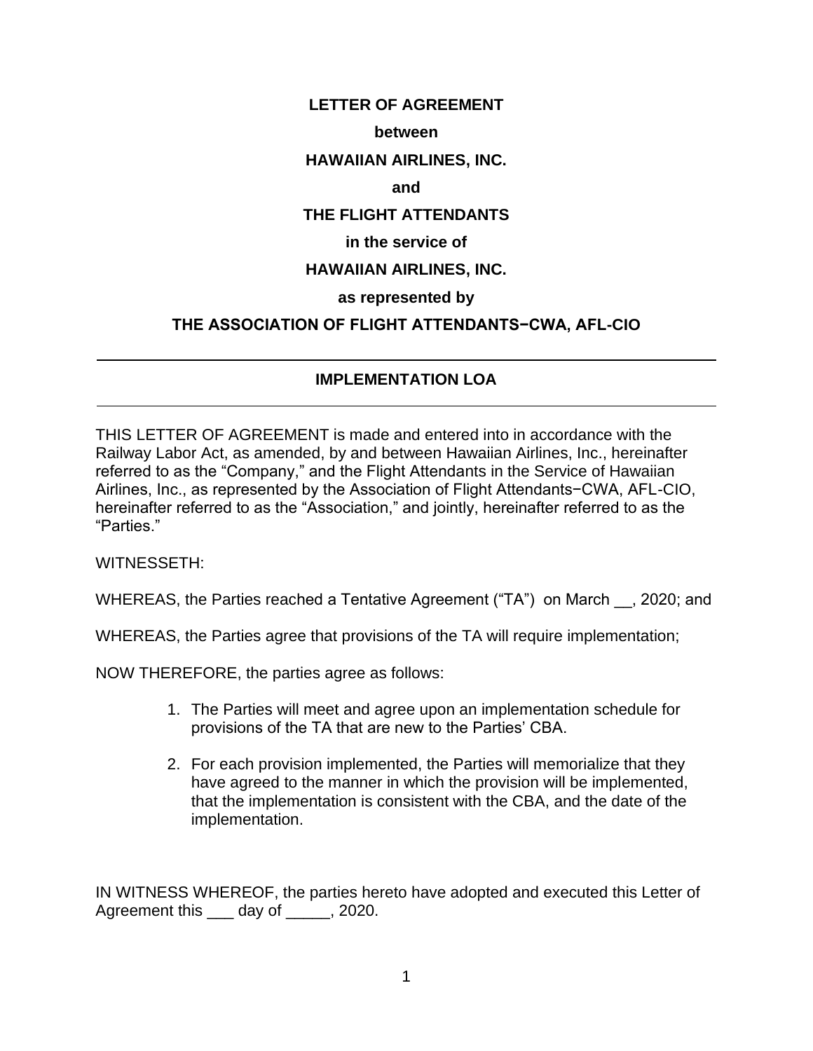**LETTER OF AGREEMENT**

**between**

**HAWAIIAN AIRLINES, INC.**

**and**

**THE FLIGHT ATTENDANTS**

**in the service of**

**HAWAIIAN AIRLINES, INC.**

**as represented by**

**THE ASSOCIATION OF FLIGHT ATTENDANTS−CWA, AFL-CIO**

---

## IMPLEMENTATION LOA

---

THIS LETTER OF AGREEMENT is made and entered into in accordance with the Railway Labor Act, as amended, by and between Hawaiian Airlines, Inc., hereinafter referred to as the "Company," and the Flight Attendants in the Service of Hawaiian Airlines, Inc., as represented by the Association of Flight Attendants−CWA, AFL-CIO, hereinafter referred to as the "Association," and jointly, hereinafter referred to as the "Parties."

WITNESSETH:

WHEREAS, the Parties reached a Tentative Agreement ("TA") on March __, 2020; and

WHEREAS, the Parties agree that provisions of the TA will require implementation;

NOW THEREFORE, the parties agree as follows:

1. The Parties will meet and agree upon an implementation schedule for provisions of the TA that are new to the Parties' CBA.

2. For each provision implemented, the Parties will memorialize that they have agreed to the manner in which the provision will be implemented, that the implementation is consistent with the CBA, and the date of the implementation.

IN WITNESS WHEREOF, the parties hereto have adopted and executed this Letter of Agreement this ___ day of _____, 2020.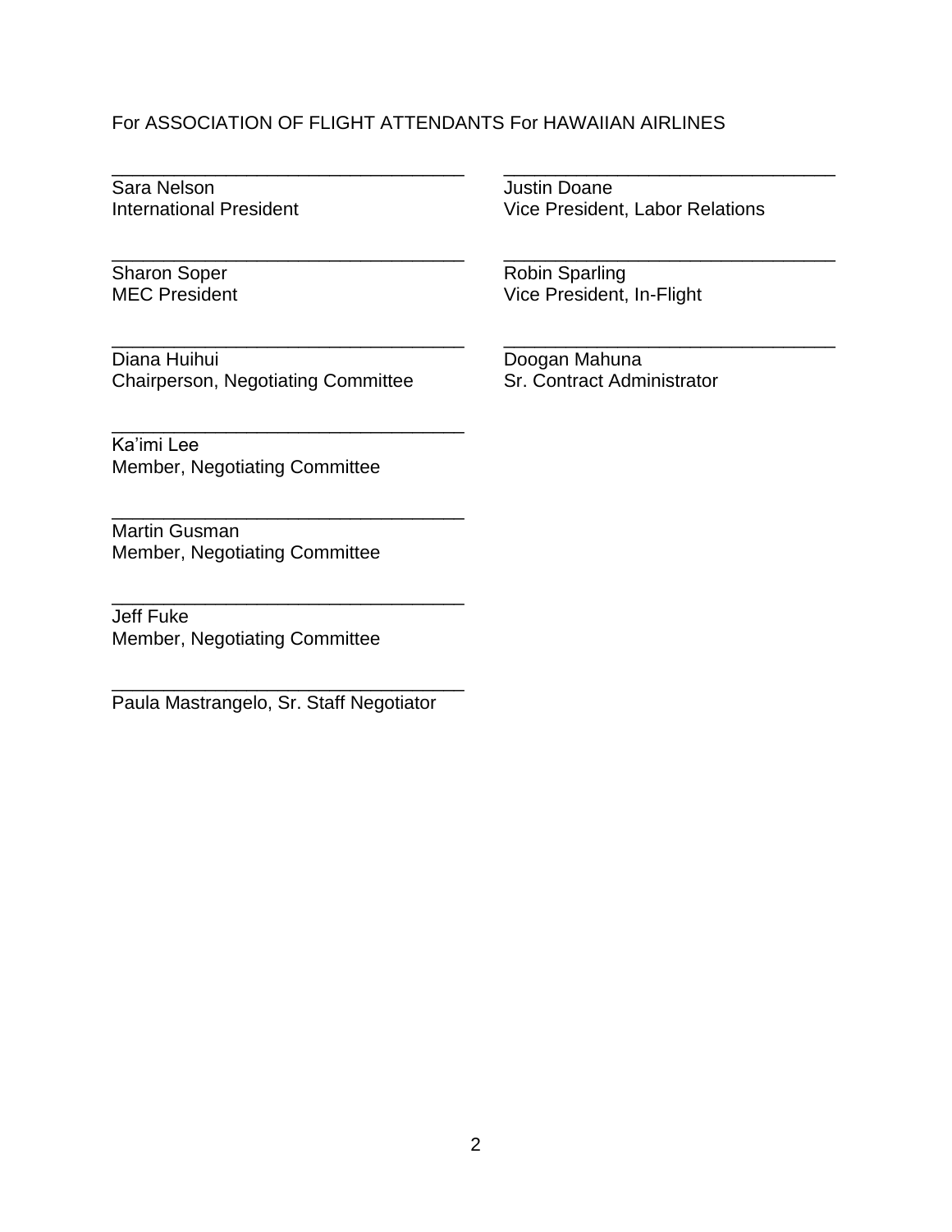For ASSOCIATION OF FLIGHT ATTENDANTS For HAWAIIAN AIRLINES

| | |
|---|---|
| ________________________________ | ________________________________ |
| Sara Nelson<br>International President | Justin Doane<br>Vice President, Labor Relations |
| ________________________________ | ________________________________ |
| Sharon Soper<br>MEC President | Robin Sparling<br>Vice President, In-Flight |
| ________________________________ | ________________________________ |
| Diana Huihui<br>Chairperson, Negotiating Committee | Doogan Mahuna<br>Sr. Contract Administrator |
| ________________________________ | |
| Ka'imi Lee<br>Member, Negotiating Committee | |
| ________________________________ | |
| Martin Gusman<br>Member, Negotiating Committee | |
| ________________________________ | |
| Jeff Fuke<br>Member, Negotiating Committee | |
| ________________________________ | |
| Paula Mastrangelo, Sr. Staff Negotiator | |